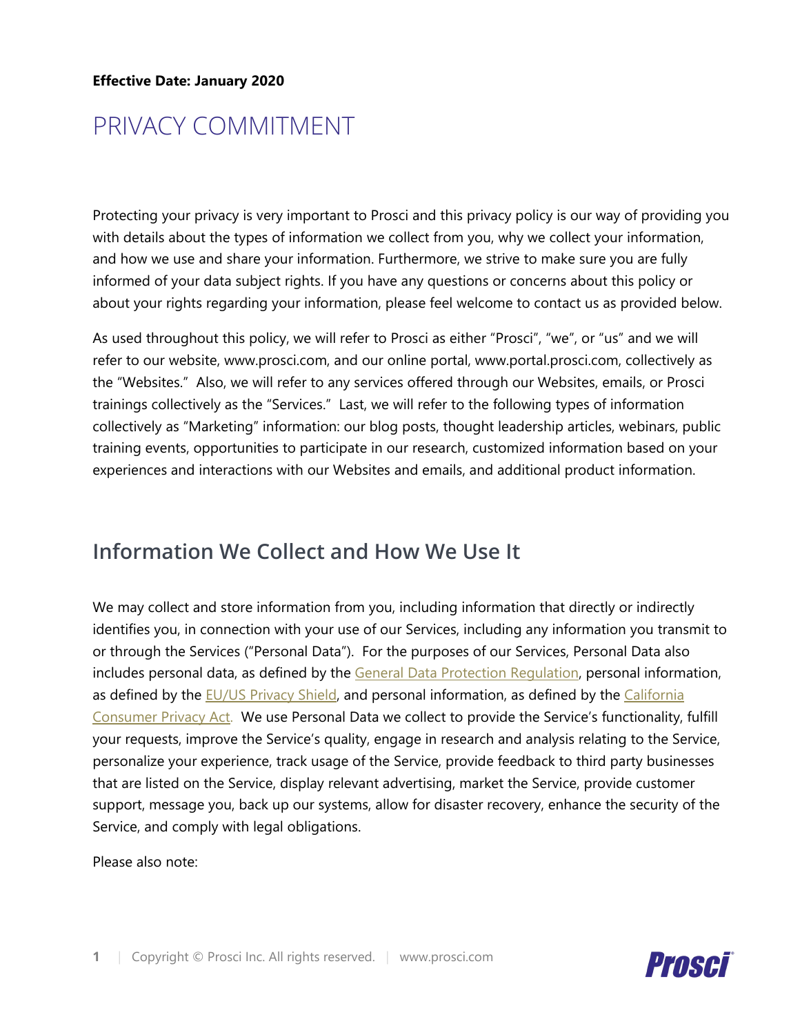**Effective Date: January 2020**

# PRIVACY COMMITMENT

Protecting your privacy is very important to Prosci and this privacy policy is our way of providing you with details about the types of information we collect from you, why we collect your information, and how we use and share your information. Furthermore, we strive to make sure you are fully informed of your data subject rights. If you have any questions or concerns about this policy or about your rights regarding your information, please feel welcome to contact us as provided below.

As used throughout this policy, we will refer to Prosci as either "Prosci", "we", or "us" and we will refer to our website, www.prosci.com, and our online portal, www.portal.prosci.com, collectively as the "Websites." Also, we will refer to any services offered through our Websites, emails, or Prosci trainings collectively as the "Services." Last, we will refer to the following types of information collectively as "Marketing" information: our blog posts, thought leadership articles, webinars, public training events, opportunities to participate in our research, customized information based on your experiences and interactions with our Websites and emails, and additional product information.

## Information We Collect and How We Use It

We may collect and store information from you, including information that directly or indirectly identifies you, in connection with your use of our Services, including any information you transmit to or through the Services ("Personal Data"). For the purposes of our Services, Personal Data also includes personal data, as defined by the General Data Protection Regulation, personal information, as defined by the EU/US Privacy Shield, and personal information, as defined by the California Consumer Privacy Act. We use Personal Data we collect to provide the Service's functionality, fulfill your requests, improve the Service's quality, engage in research and analysis relating to the Service, personalize your experience, track usage of the Service, provide feedback to third party businesses that are listed on the Service, display relevant advertising, market the Service, provide customer support, message you, back up our systems, allow for disaster recovery, enhance the security of the Service, and comply with legal obligations.

Please also note: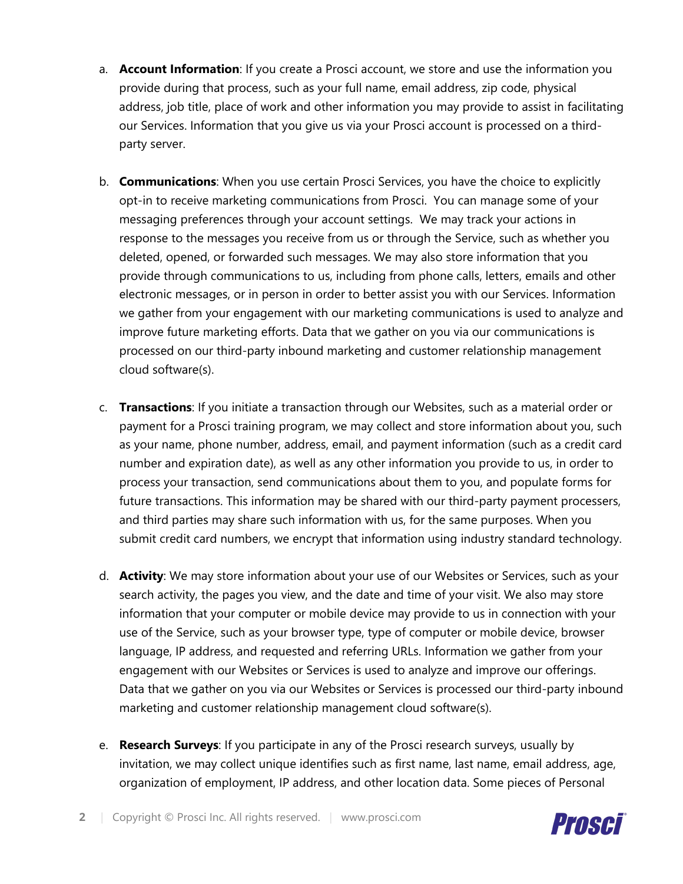a. **Account Information**: If you create a Prosci account, we store and use the information you provide during that process, such as your full name, email address, zip code, physical address, job title, place of work and other information you may provide to assist in facilitating our Services. Information that you give us via your Prosci account is processed on a third-party server.

b. **Communications**: When you use certain Prosci Services, you have the choice to explicitly opt-in to receive marketing communications from Prosci. You can manage some of your messaging preferences through your account settings. We may track your actions in response to the messages you receive from us or through the Service, such as whether you deleted, opened, or forwarded such messages. We may also store information that you provide through communications to us, including from phone calls, letters, emails and other electronic messages, or in person in order to better assist you with our Services. Information we gather from your engagement with our marketing communications is used to analyze and improve future marketing efforts. Data that we gather on you via our communications is processed on our third-party inbound marketing and customer relationship management cloud software(s).

c. **Transactions**: If you initiate a transaction through our Websites, such as a material order or payment for a Prosci training program, we may collect and store information about you, such as your name, phone number, address, email, and payment information (such as a credit card number and expiration date), as well as any other information you provide to us, in order to process your transaction, send communications about them to you, and populate forms for future transactions. This information may be shared with our third-party payment processers, and third parties may share such information with us, for the same purposes. When you submit credit card numbers, we encrypt that information using industry standard technology.

d. **Activity**: We may store information about your use of our Websites or Services, such as your search activity, the pages you view, and the date and time of your visit. We also may store information that your computer or mobile device may provide to us in connection with your use of the Service, such as your browser type, type of computer or mobile device, browser language, IP address, and requested and referring URLs. Information we gather from your engagement with our Websites or Services is used to analyze and improve our offerings. Data that we gather on you via our Websites or Services is processed our third-party inbound marketing and customer relationship management cloud software(s).

e. **Research Surveys**: If you participate in any of the Prosci research surveys, usually by invitation, we may collect unique identifies such as first name, last name, email address, age, organization of employment, IP address, and other location data. Some pieces of Personal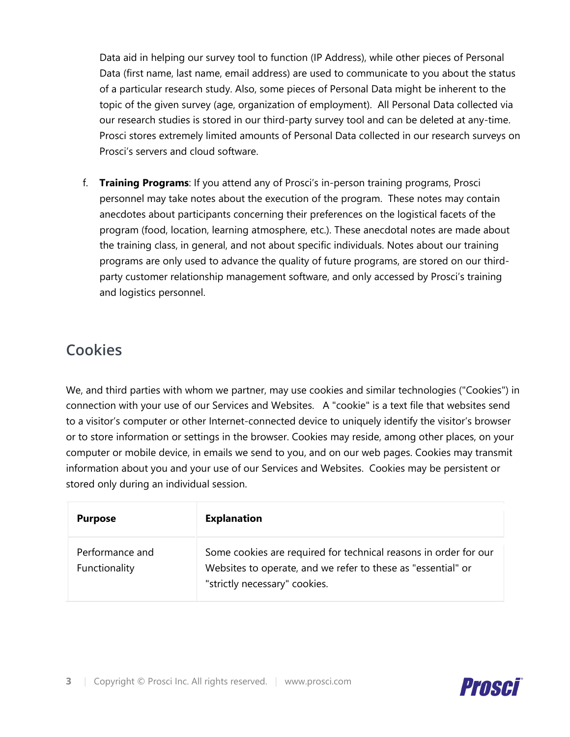Data aid in helping our survey tool to function (IP Address), while other pieces of Personal Data (first name, last name, email address) are used to communicate to you about the status of a particular research study. Also, some pieces of Personal Data might be inherent to the topic of the given survey (age, organization of employment). All Personal Data collected via our research studies is stored in our third-party survey tool and can be deleted at any-time. Prosci stores extremely limited amounts of Personal Data collected in our research surveys on Prosci's servers and cloud software.

f. **Training Programs**: If you attend any of Prosci's in-person training programs, Prosci personnel may take notes about the execution of the program. These notes may contain anecdotes about participants concerning their preferences on the logistical facets of the program (food, location, learning atmosphere, etc.). These anecdotal notes are made about the training class, in general, and not about specific individuals. Notes about our training programs are only used to advance the quality of future programs, are stored on our third-party customer relationship management software, and only accessed by Prosci's training and logistics personnel.

## Cookies

We, and third parties with whom we partner, may use cookies and similar technologies ("Cookies") in connection with your use of our Services and Websites. A "cookie" is a text file that websites send to a visitor's computer or other Internet-connected device to uniquely identify the visitor's browser or to store information or settings in the browser. Cookies may reside, among other places, on your computer or mobile device, in emails we send to you, and on our web pages. Cookies may transmit information about you and your use of our Services and Websites. Cookies may be persistent or stored only during an individual session.

| **Purpose** | **Explanation** |
|---|---|
| Performance and Functionality | Some cookies are required for technical reasons in order for our Websites to operate, and we refer to these as "essential" or "strictly necessary" cookies. |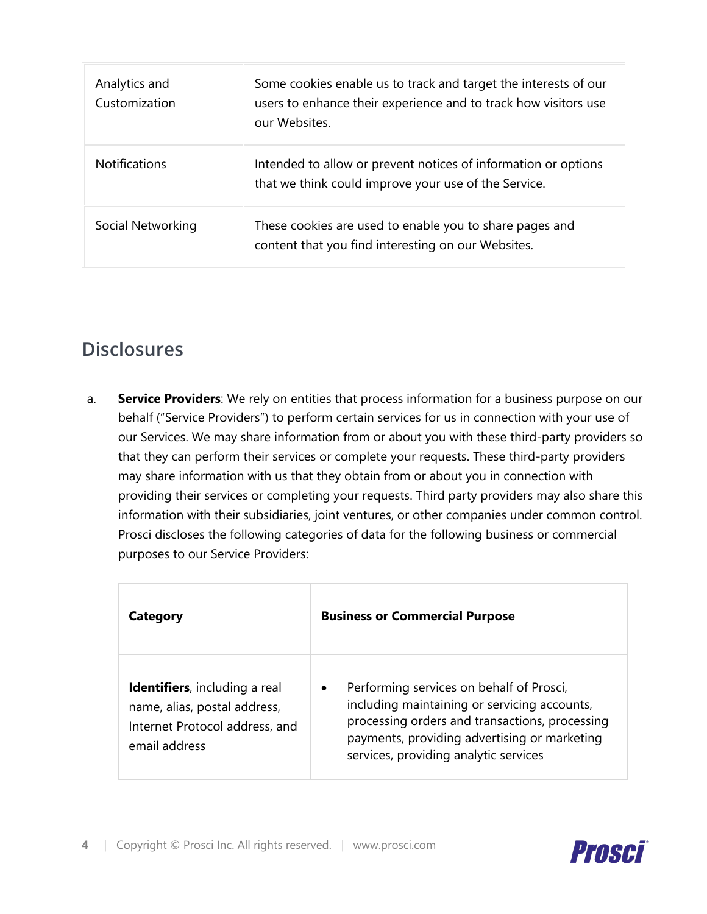| | |
|---|---|
| Analytics and Customization | Some cookies enable us to track and target the interests of our users to enhance their experience and to track how visitors use our Websites. |
| Notifications | Intended to allow or prevent notices of information or options that we think could improve your use of the Service. |
| Social Networking | These cookies are used to enable you to share pages and content that you find interesting on our Websites. |

## Disclosures

a. **Service Providers**: We rely on entities that process information for a business purpose on our behalf ("Service Providers") to perform certain services for us in connection with your use of our Services. We may share information from or about you with these third-party providers so that they can perform their services or complete your requests. These third-party providers may share information with us that they obtain from or about you in connection with providing their services or completing your requests. Third party providers may also share this information with their subsidiaries, joint ventures, or other companies under common control. Prosci discloses the following categories of data for the following business or commercial purposes to our Service Providers:

| **Category** | **Business or Commercial Purpose** |
|---|---|
| **Identifiers**, including a real name, alias, postal address, Internet Protocol address, and email address | • Performing services on behalf of Prosci, including maintaining or servicing accounts, processing orders and transactions, processing payments, providing advertising or marketing services, providing analytic services |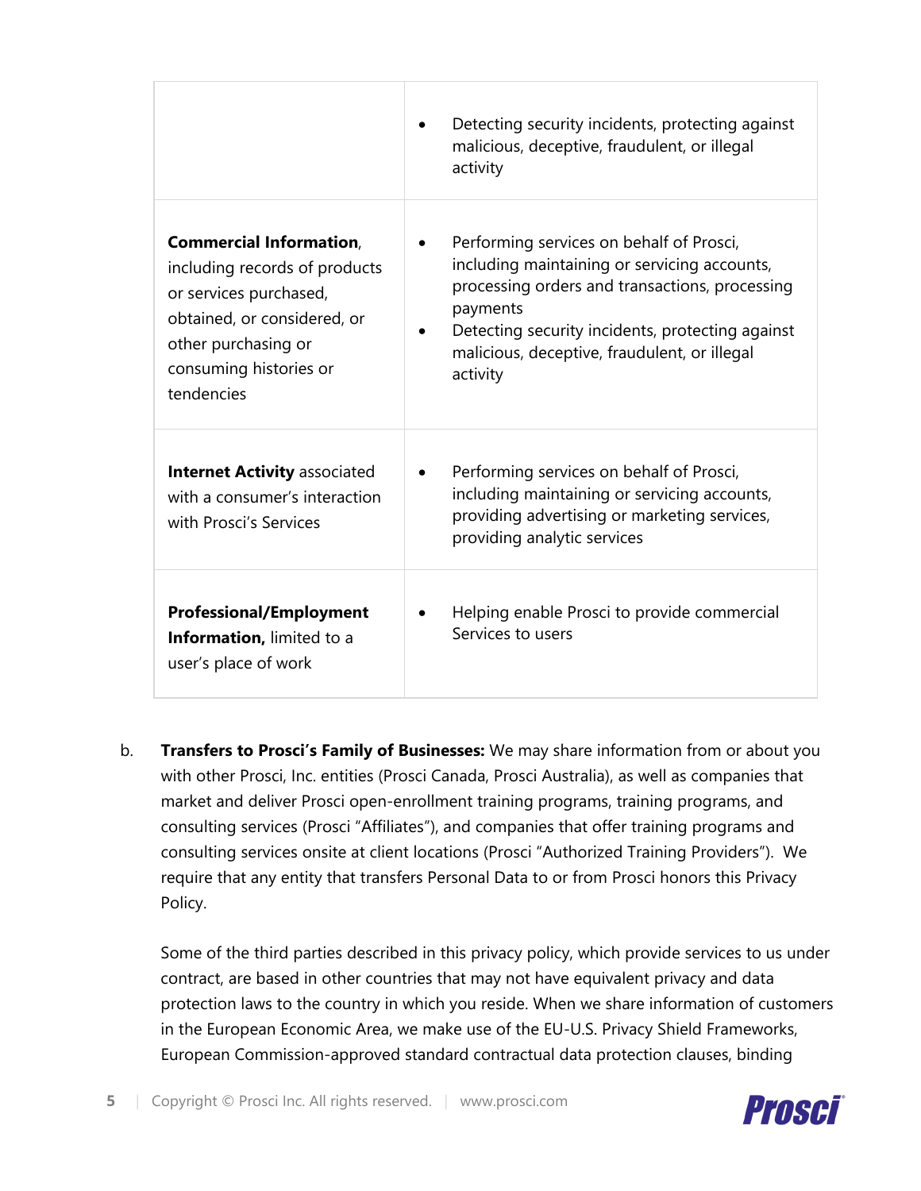| | |
|---|---|
| | • Detecting security incidents, protecting against malicious, deceptive, fraudulent, or illegal activity |
| **Commercial Information**, including records of products or services purchased, obtained, or considered, or other purchasing or consuming histories or tendencies | • Performing services on behalf of Prosci, including maintaining or servicing accounts, processing orders and transactions, processing payments<br>• Detecting security incidents, protecting against malicious, deceptive, fraudulent, or illegal activity |
| **Internet Activity** associated with a consumer's interaction with Prosci's Services | • Performing services on behalf of Prosci, including maintaining or servicing accounts, providing advertising or marketing services, providing analytic services |
| **Professional/Employment Information,** limited to a user's place of work | • Helping enable Prosci to provide commercial Services to users |

b. **Transfers to Prosci's Family of Businesses:** We may share information from or about you with other Prosci, Inc. entities (Prosci Canada, Prosci Australia), as well as companies that market and deliver Prosci open-enrollment training programs, training programs, and consulting services (Prosci "Affiliates"), and companies that offer training programs and consulting services onsite at client locations (Prosci "Authorized Training Providers"). We require that any entity that transfers Personal Data to or from Prosci honors this Privacy Policy.

Some of the third parties described in this privacy policy, which provide services to us under contract, are based in other countries that may not have equivalent privacy and data protection laws to the country in which you reside. When we share information of customers in the European Economic Area, we make use of the EU-U.S. Privacy Shield Frameworks, European Commission-approved standard contractual data protection clauses, binding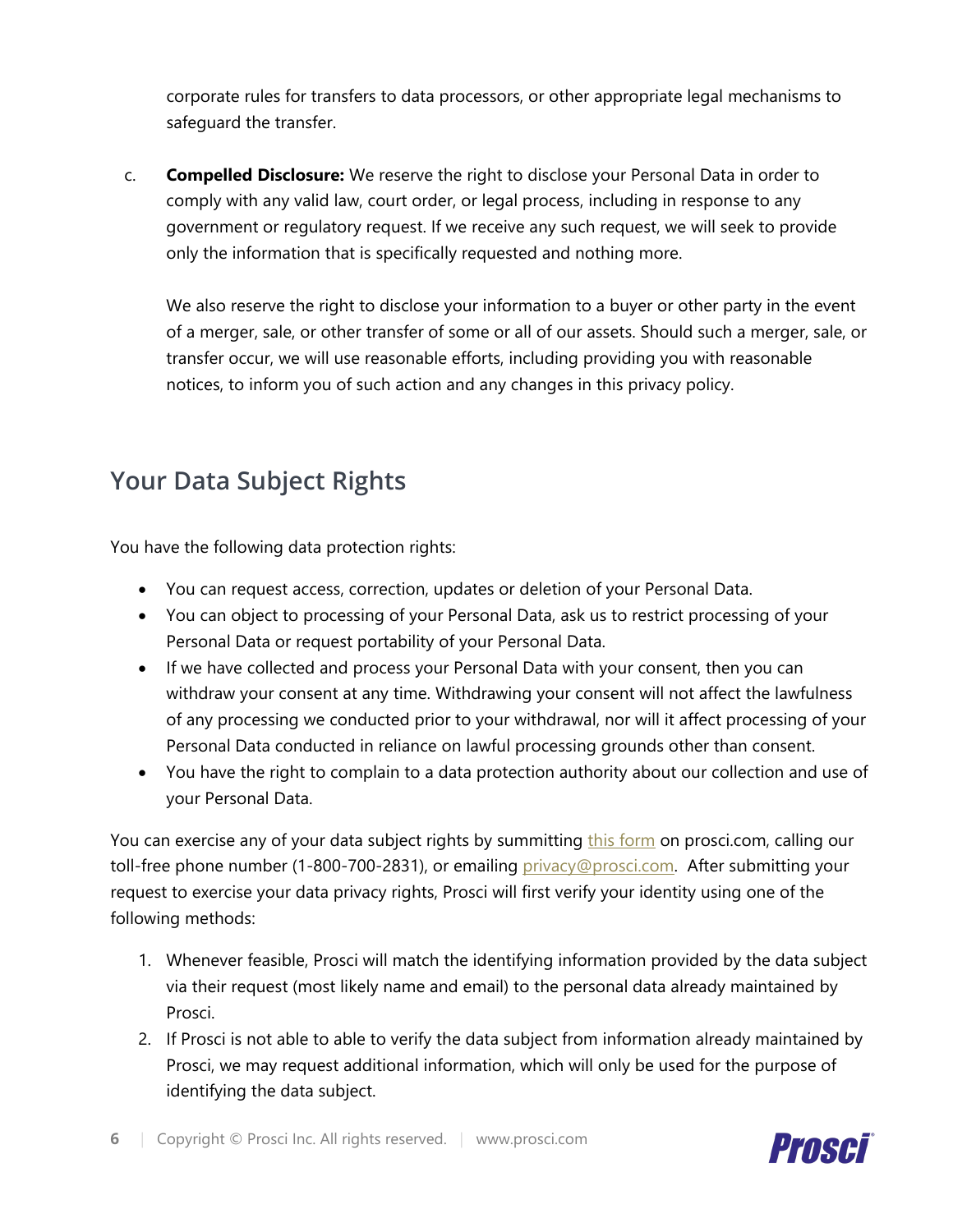corporate rules for transfers to data processors, or other appropriate legal mechanisms to safeguard the transfer.

c. **Compelled Disclosure:** We reserve the right to disclose your Personal Data in order to comply with any valid law, court order, or legal process, including in response to any government or regulatory request. If we receive any such request, we will seek to provide only the information that is specifically requested and nothing more.

   We also reserve the right to disclose your information to a buyer or other party in the event of a merger, sale, or other transfer of some or all of our assets. Should such a merger, sale, or transfer occur, we will use reasonable efforts, including providing you with reasonable notices, to inform you of such action and any changes in this privacy policy.

## Your Data Subject Rights

You have the following data protection rights:

- You can request access, correction, updates or deletion of your Personal Data.
- You can object to processing of your Personal Data, ask us to restrict processing of your Personal Data or request portability of your Personal Data.
- If we have collected and process your Personal Data with your consent, then you can withdraw your consent at any time. Withdrawing your consent will not affect the lawfulness of any processing we conducted prior to your withdrawal, nor will it affect processing of your Personal Data conducted in reliance on lawful processing grounds other than consent.
- You have the right to complain to a data protection authority about our collection and use of your Personal Data.

You can exercise any of your data subject rights by summitting this form on prosci.com, calling our toll-free phone number (1-800-700-2831), or emailing privacy@prosci.com. After submitting your request to exercise your data privacy rights, Prosci will first verify your identity using one of the following methods:

1. Whenever feasible, Prosci will match the identifying information provided by the data subject via their request (most likely name and email) to the personal data already maintained by Prosci.
2. If Prosci is not able to able to verify the data subject from information already maintained by Prosci, we may request additional information, which will only be used for the purpose of identifying the data subject.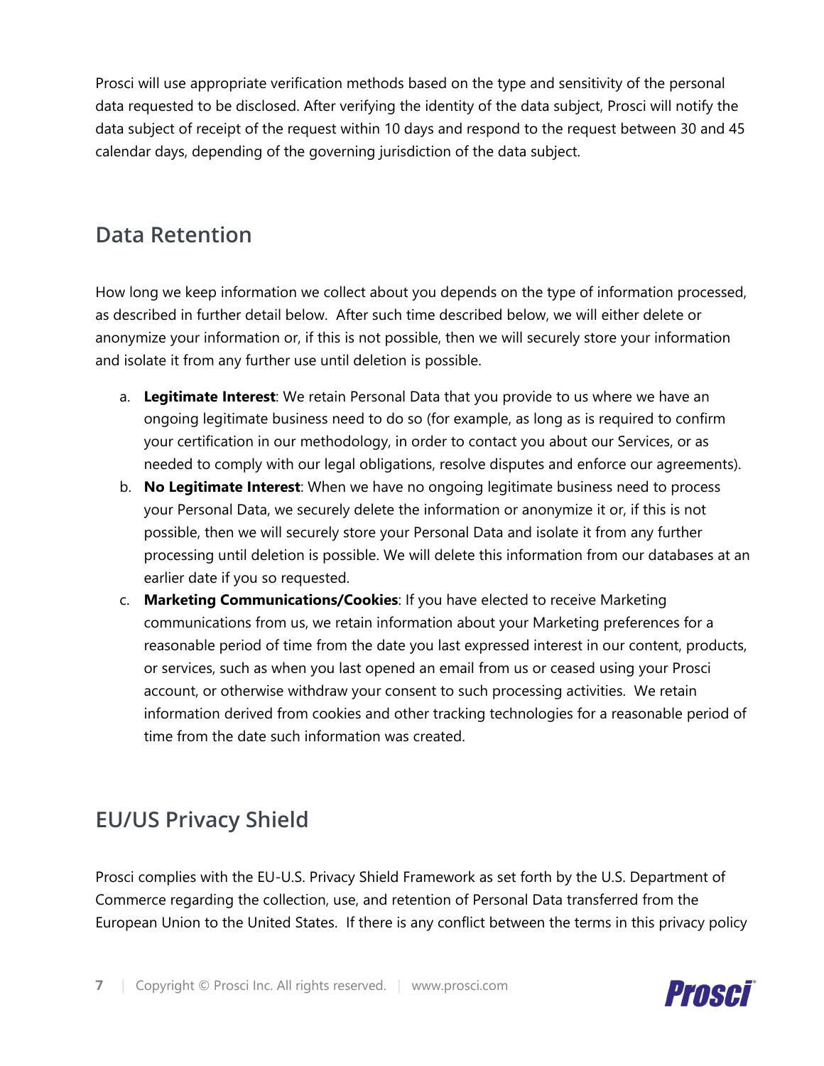Prosci will use appropriate verification methods based on the type and sensitivity of the personal data requested to be disclosed. After verifying the identity of the data subject, Prosci will notify the data subject of receipt of the request within 10 days and respond to the request between 30 and 45 calendar days, depending of the governing jurisdiction of the data subject.

## Data Retention

How long we keep information we collect about you depends on the type of information processed, as described in further detail below. After such time described below, we will either delete or anonymize your information or, if this is not possible, then we will securely store your information and isolate it from any further use until deletion is possible.

a. **Legitimate Interest**: We retain Personal Data that you provide to us where we have an ongoing legitimate business need to do so (for example, as long as is required to confirm your certification in our methodology, in order to contact you about our Services, or as needed to comply with our legal obligations, resolve disputes and enforce our agreements).
b. **No Legitimate Interest**: When we have no ongoing legitimate business need to process your Personal Data, we securely delete the information or anonymize it or, if this is not possible, then we will securely store your Personal Data and isolate it from any further processing until deletion is possible. We will delete this information from our databases at an earlier date if you so requested.
c. **Marketing Communications/Cookies**: If you have elected to receive Marketing communications from us, we retain information about your Marketing preferences for a reasonable period of time from the date you last expressed interest in our content, products, or services, such as when you last opened an email from us or ceased using your Prosci account, or otherwise withdraw your consent to such processing activities. We retain information derived from cookies and other tracking technologies for a reasonable period of time from the date such information was created.

## EU/US Privacy Shield

Prosci complies with the EU-U.S. Privacy Shield Framework as set forth by the U.S. Department of Commerce regarding the collection, use, and retention of Personal Data transferred from the European Union to the United States. If there is any conflict between the terms in this privacy policy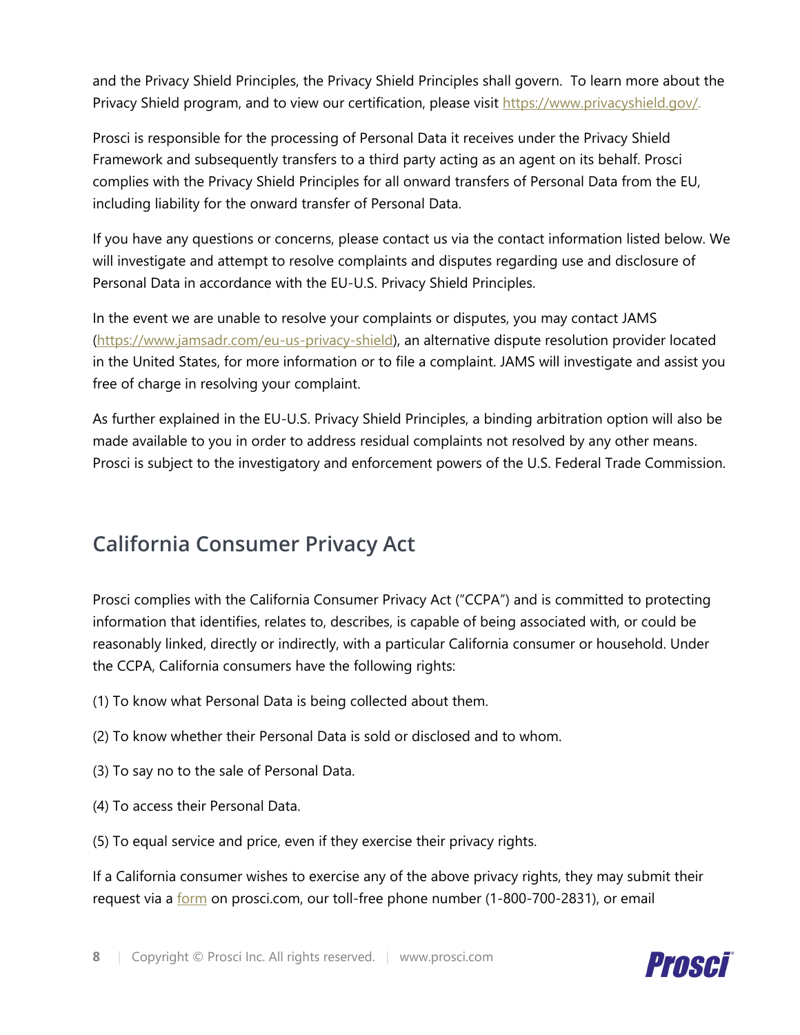and the Privacy Shield Principles, the Privacy Shield Principles shall govern. To learn more about the Privacy Shield program, and to view our certification, please visit [https://www.privacyshield.gov/](https://www.privacyshield.gov/).

Prosci is responsible for the processing of Personal Data it receives under the Privacy Shield Framework and subsequently transfers to a third party acting as an agent on its behalf. Prosci complies with the Privacy Shield Principles for all onward transfers of Personal Data from the EU, including liability for the onward transfer of Personal Data.

If you have any questions or concerns, please contact us via the contact information listed below. We will investigate and attempt to resolve complaints and disputes regarding use and disclosure of Personal Data in accordance with the EU-U.S. Privacy Shield Principles.

In the event we are unable to resolve your complaints or disputes, you may contact JAMS ([https://www.jamsadr.com/eu-us-privacy-shield](https://www.jamsadr.com/eu-us-privacy-shield)), an alternative dispute resolution provider located in the United States, for more information or to file a complaint. JAMS will investigate and assist you free of charge in resolving your complaint.

As further explained in the EU-U.S. Privacy Shield Principles, a binding arbitration option will also be made available to you in order to address residual complaints not resolved by any other means. Prosci is subject to the investigatory and enforcement powers of the U.S. Federal Trade Commission.

## California Consumer Privacy Act

Prosci complies with the California Consumer Privacy Act ("CCPA") and is committed to protecting information that identifies, relates to, describes, is capable of being associated with, or could be reasonably linked, directly or indirectly, with a particular California consumer or household. Under the CCPA, California consumers have the following rights:

(1) To know what Personal Data is being collected about them.

(2) To know whether their Personal Data is sold or disclosed and to whom.

(3) To say no to the sale of Personal Data.

(4) To access their Personal Data.

(5) To equal service and price, even if they exercise their privacy rights.

If a California consumer wishes to exercise any of the above privacy rights, they may submit their request via a form on prosci.com, our toll-free phone number (1-800-700-2831), or email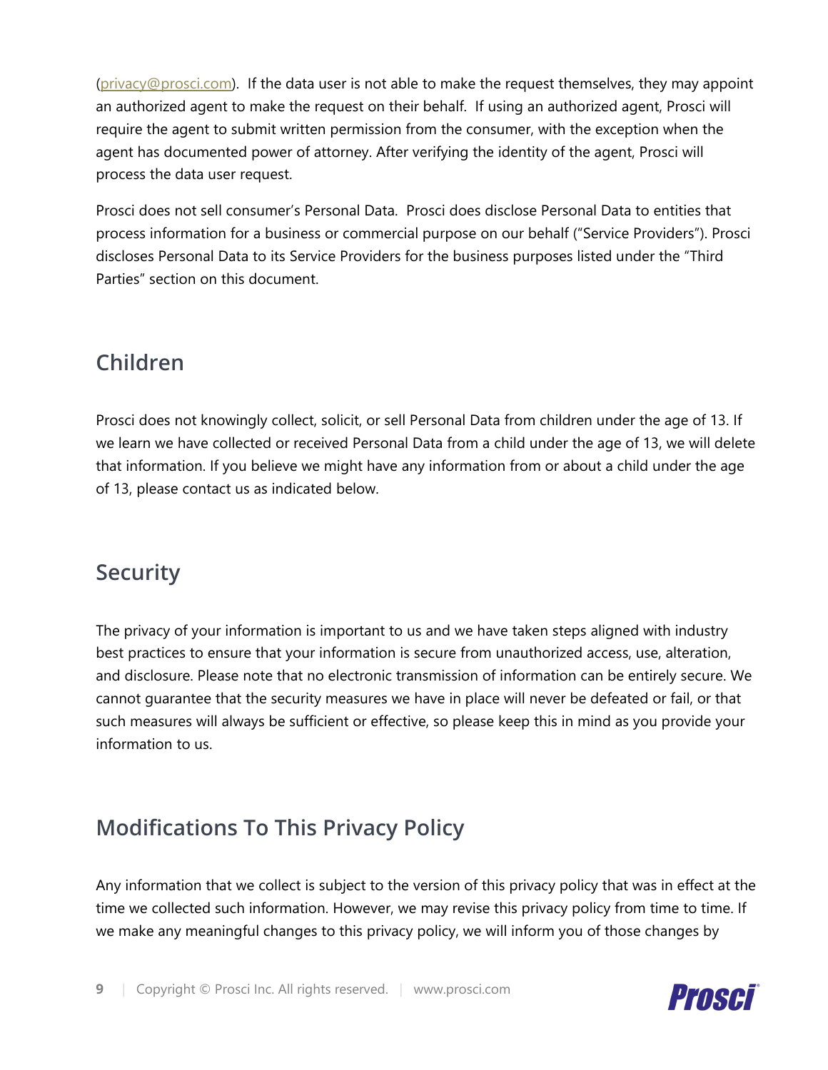([privacy@prosci.com](mailto:privacy@prosci.com)). If the data user is not able to make the request themselves, they may appoint an authorized agent to make the request on their behalf. If using an authorized agent, Prosci will require the agent to submit written permission from the consumer, with the exception when the agent has documented power of attorney. After verifying the identity of the agent, Prosci will process the data user request.

Prosci does not sell consumer's Personal Data. Prosci does disclose Personal Data to entities that process information for a business or commercial purpose on our behalf ("Service Providers"). Prosci discloses Personal Data to its Service Providers for the business purposes listed under the "Third Parties" section on this document.

## Children

Prosci does not knowingly collect, solicit, or sell Personal Data from children under the age of 13. If we learn we have collected or received Personal Data from a child under the age of 13, we will delete that information. If you believe we might have any information from or about a child under the age of 13, please contact us as indicated below.

## Security

The privacy of your information is important to us and we have taken steps aligned with industry best practices to ensure that your information is secure from unauthorized access, use, alteration, and disclosure. Please note that no electronic transmission of information can be entirely secure. We cannot guarantee that the security measures we have in place will never be defeated or fail, or that such measures will always be sufficient or effective, so please keep this in mind as you provide your information to us.

## Modifications To This Privacy Policy

Any information that we collect is subject to the version of this privacy policy that was in effect at the time we collected such information. However, we may revise this privacy policy from time to time. If we make any meaningful changes to this privacy policy, we will inform you of those changes by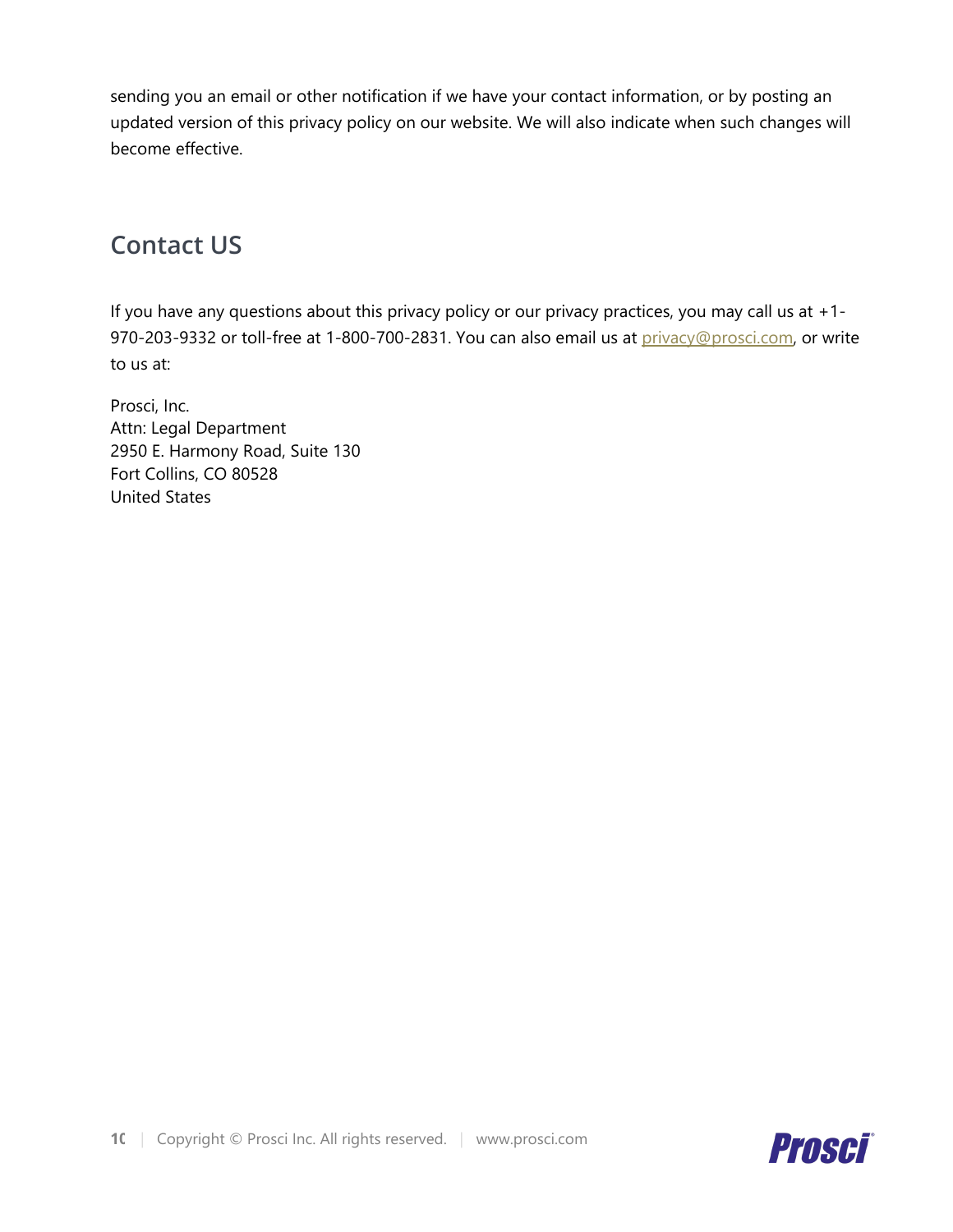sending you an email or other notification if we have your contact information, or by posting an updated version of this privacy policy on our website. We will also indicate when such changes will become effective.

## Contact US

If you have any questions about this privacy policy or our privacy practices, you may call us at +1-970-203-9332 or toll-free at 1-800-700-2831. You can also email us at privacy@prosci.com, or write to us at:

Prosci, Inc.
Attn: Legal Department
2950 E. Harmony Road, Suite 130
Fort Collins, CO 80528
United States